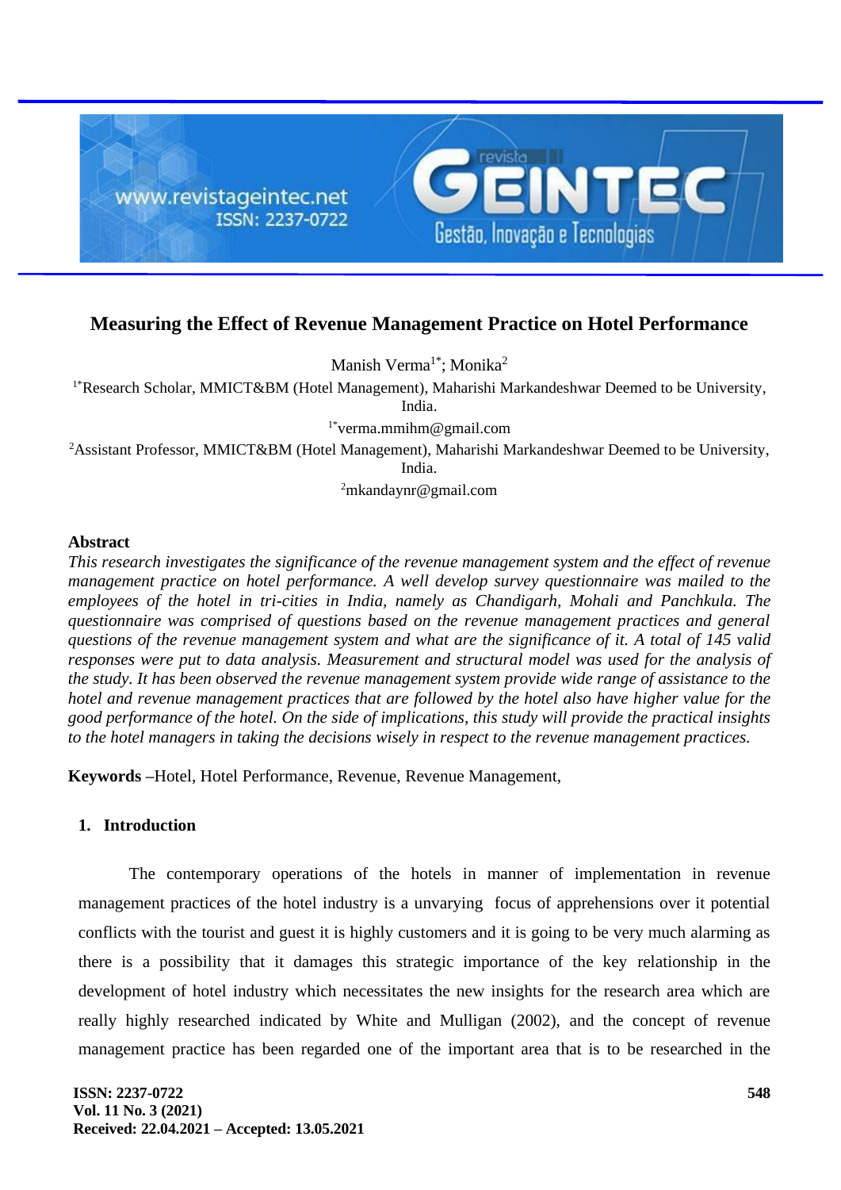# Measuring the Effect of Revenue Management Practice on Hotel Performance

Manish Verma[1*]; Monika[2]

[1*]Research Scholar, MMICT&BM (Hotel Management), Maharishi Markandeshwar Deemed to be University, India.

[1*]verma.mmihm@gmail.com

[2]Assistant Professor, MMICT&BM (Hotel Management), Maharishi Markandeshwar Deemed to be University, India.

[2]mkandaynr@gmail.com

## Abstract

*This research investigates the significance of the revenue management system and the effect of revenue management practice on hotel performance. A well develop survey questionnaire was mailed to the employees of the hotel in tri-cities in India, namely as Chandigarh, Mohali and Panchkula. The questionnaire was comprised of questions based on the revenue management practices and general questions of the revenue management system and what are the significance of it. A total of 145 valid responses were put to data analysis. Measurement and structural model was used for the analysis of the study. It has been observed the revenue management system provide wide range of assistance to the hotel and revenue management practices that are followed by the hotel also have higher value for the good performance of the hotel. On the side of implications, this study will provide the practical insights to the hotel managers in taking the decisions wisely in respect to the revenue management practices.*

**Keywords** –Hotel, Hotel Performance, Revenue, Revenue Management,

## 1. Introduction

The contemporary operations of the hotels in manner of implementation in revenue management practices of the hotel industry is a unvarying focus of apprehensions over it potential conflicts with the tourist and guest it is highly customers and it is going to be very much alarming as there is a possibility that it damages this strategic importance of the key relationship in the development of hotel industry which necessitates the new insights for the research area which are really highly researched indicated by White and Mulligan (2002), and the concept of revenue management practice has been regarded one of the important area that is to be researched in the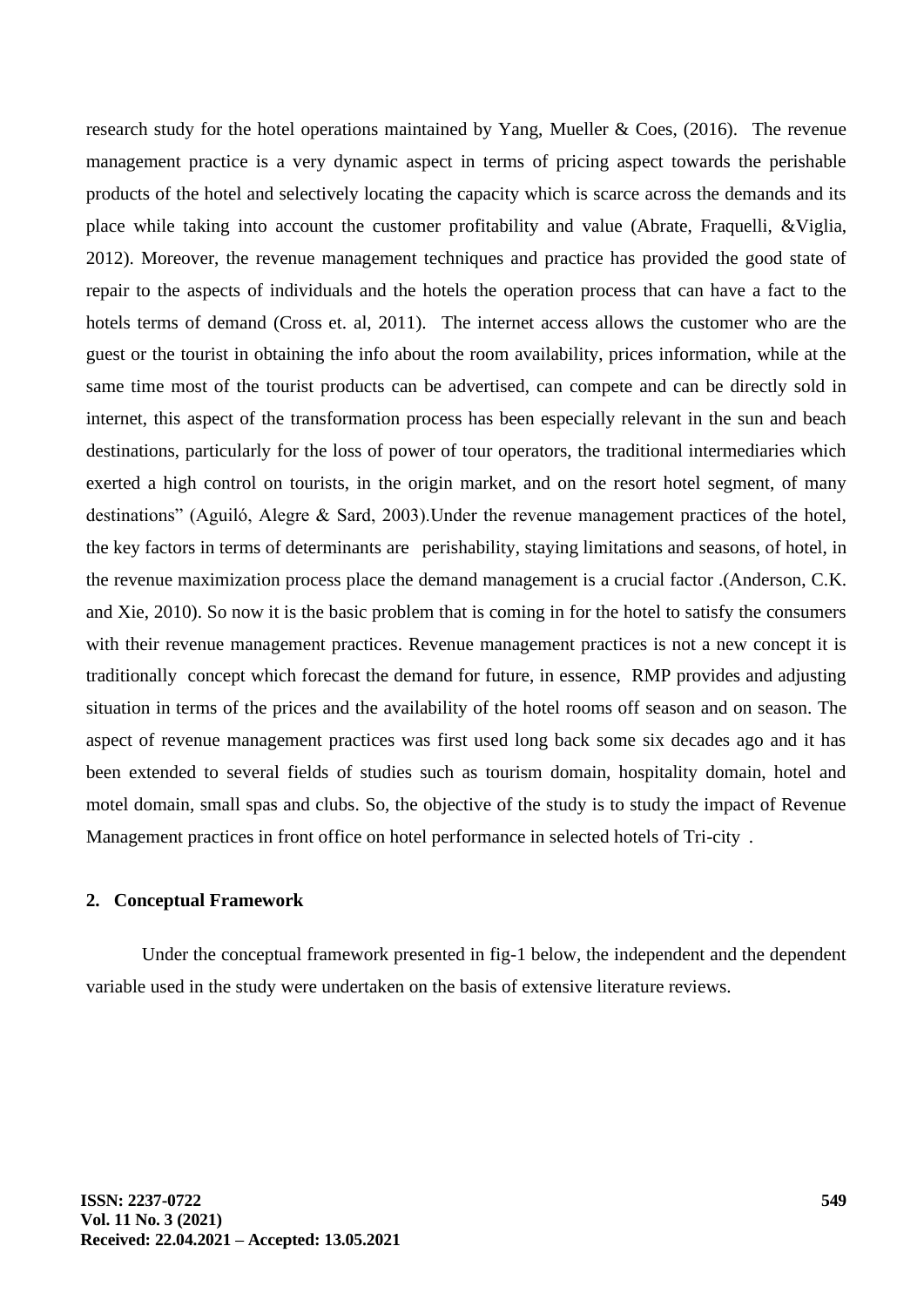research study for the hotel operations maintained by Yang, Mueller & Coes, (2016). The revenue management practice is a very dynamic aspect in terms of pricing aspect towards the perishable products of the hotel and selectively locating the capacity which is scarce across the demands and its place while taking into account the customer profitability and value (Abrate, Fraquelli, &Viglia, 2012). Moreover, the revenue management techniques and practice has provided the good state of repair to the aspects of individuals and the hotels the operation process that can have a fact to the hotels terms of demand (Cross et. al, 2011). The internet access allows the customer who are the guest or the tourist in obtaining the info about the room availability, prices information, while at the same time most of the tourist products can be advertised, can compete and can be directly sold in internet, this aspect of the transformation process has been especially relevant in the sun and beach destinations, particularly for the loss of power of tour operators, the traditional intermediaries which exerted a high control on tourists, in the origin market, and on the resort hotel segment, of many destinations" (Aguiló, Alegre & Sard, 2003).Under the revenue management practices of the hotel, the key factors in terms of determinants are perishability, staying limitations and seasons, of hotel, in the revenue maximization process place the demand management is a crucial factor .(Anderson, C.K. and Xie, 2010). So now it is the basic problem that is coming in for the hotel to satisfy the consumers with their revenue management practices. Revenue management practices is not a new concept it is traditionally concept which forecast the demand for future, in essence, RMP provides and adjusting situation in terms of the prices and the availability of the hotel rooms off season and on season. The aspect of revenue management practices was first used long back some six decades ago and it has been extended to several fields of studies such as tourism domain, hospitality domain, hotel and motel domain, small spas and clubs. So, the objective of the study is to study the impact of Revenue Management practices in front office on hotel performance in selected hotels of Tri-city .

## 2. Conceptual Framework

Under the conceptual framework presented in fig-1 below, the independent and the dependent variable used in the study were undertaken on the basis of extensive literature reviews.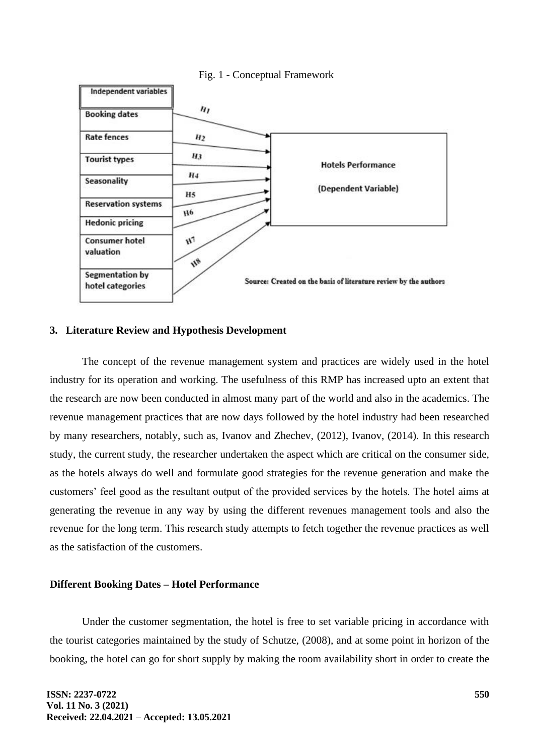Fig. 1 - Conceptual Framework

| Independent variables | | Dependent Variable |
|---|---|---|
| Booking dates | H1 | Hotels Performance |
| Rate fences | H2 | |
| Tourist types | H3 | |
| Seasonality | H4 | |
| Reservation systems | H5 | |
| Hedonic pricing | H6 | |
| Consumer hotel valuation | H7 | |
| Segmentation by hotel categories | H8 | |

Source: Created on the basis of literature review by the authors

## 3. Literature Review and Hypothesis Development

The concept of the revenue management system and practices are widely used in the hotel industry for its operation and working. The usefulness of this RMP has increased upto an extent that the research are now been conducted in almost many part of the world and also in the academics. The revenue management practices that are now days followed by the hotel industry had been researched by many researchers, notably, such as, Ivanov and Zhechev, (2012), Ivanov, (2014). In this research study, the current study, the researcher undertaken the aspect which are critical on the consumer side, as the hotels always do well and formulate good strategies for the revenue generation and make the customers' feel good as the resultant output of the provided services by the hotels. The hotel aims at generating the revenue in any way by using the different revenues management tools and also the revenue for the long term. This research study attempts to fetch together the revenue practices as well as the satisfaction of the customers.

### Different Booking Dates – Hotel Performance

Under the customer segmentation, the hotel is free to set variable pricing in accordance with the tourist categories maintained by the study of Schutze, (2008), and at some point in horizon of the booking, the hotel can go for short supply by making the room availability short in order to create the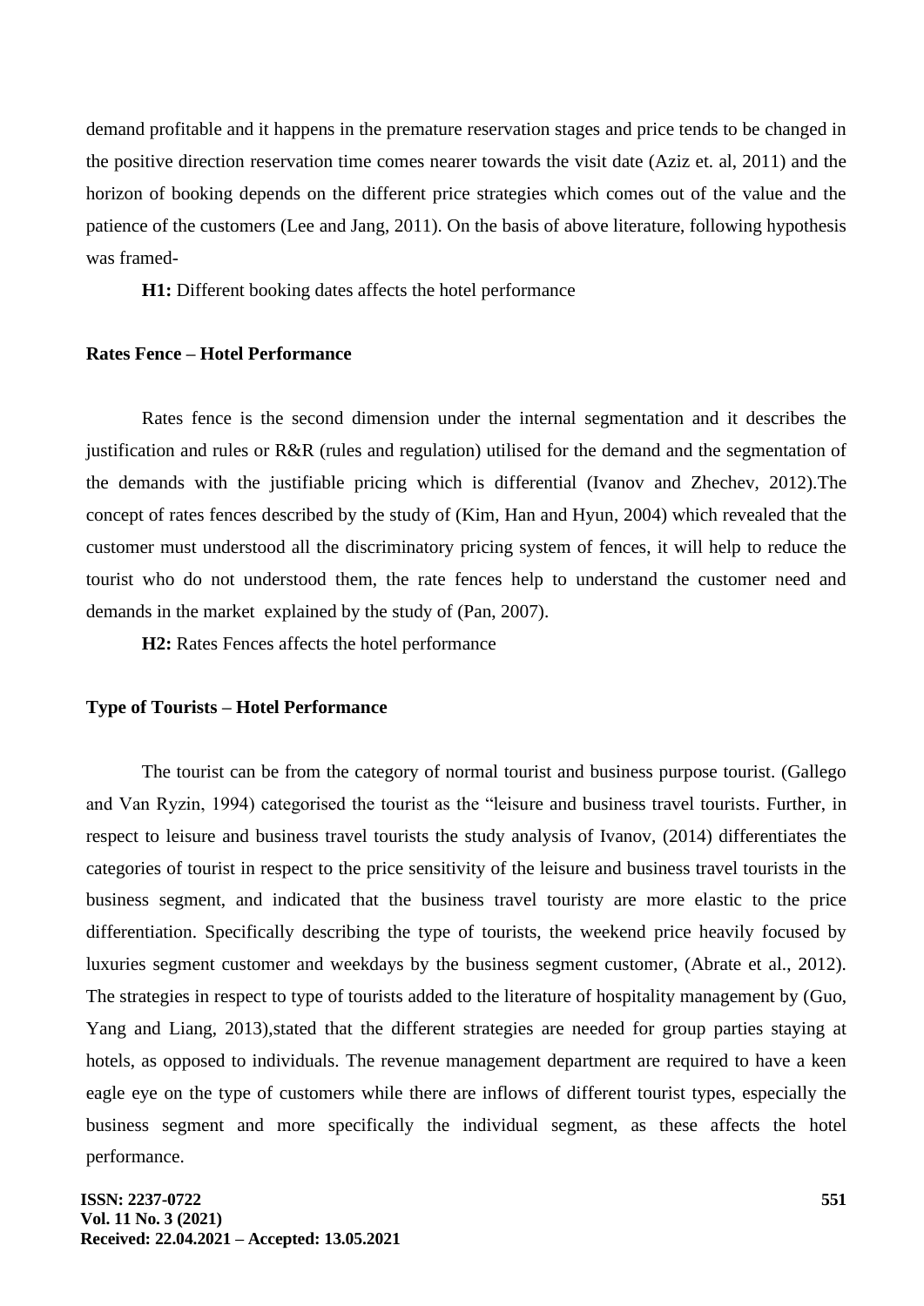demand profitable and it happens in the premature reservation stages and price tends to be changed in the positive direction reservation time comes nearer towards the visit date (Aziz et. al, 2011) and the horizon of booking depends on the different price strategies which comes out of the value and the patience of the customers (Lee and Jang, 2011). On the basis of above literature, following hypothesis was framed-

**H1:** Different booking dates affects the hotel performance

### Rates Fence – Hotel Performance

Rates fence is the second dimension under the internal segmentation and it describes the justification and rules or R&R (rules and regulation) utilised for the demand and the segmentation of the demands with the justifiable pricing which is differential (Ivanov and Zhechev, 2012).The concept of rates fences described by the study of (Kim, Han and Hyun, 2004) which revealed that the customer must understood all the discriminatory pricing system of fences, it will help to reduce the tourist who do not understood them, the rate fences help to understand the customer need and demands in the market explained by the study of (Pan, 2007).

**H2:** Rates Fences affects the hotel performance

### Type of Tourists – Hotel Performance

The tourist can be from the category of normal tourist and business purpose tourist. (Gallego and Van Ryzin, 1994) categorised the tourist as the "leisure and business travel tourists. Further, in respect to leisure and business travel tourists the study analysis of Ivanov, (2014) differentiates the categories of tourist in respect to the price sensitivity of the leisure and business travel tourists in the business segment, and indicated that the business travel touristy are more elastic to the price differentiation. Specifically describing the type of tourists, the weekend price heavily focused by luxuries segment customer and weekdays by the business segment customer, (Abrate et al., 2012). The strategies in respect to type of tourists added to the literature of hospitality management by (Guo, Yang and Liang, 2013),stated that the different strategies are needed for group parties staying at hotels, as opposed to individuals. The revenue management department are required to have a keen eagle eye on the type of customers while there are inflows of different tourist types, especially the business segment and more specifically the individual segment, as these affects the hotel performance.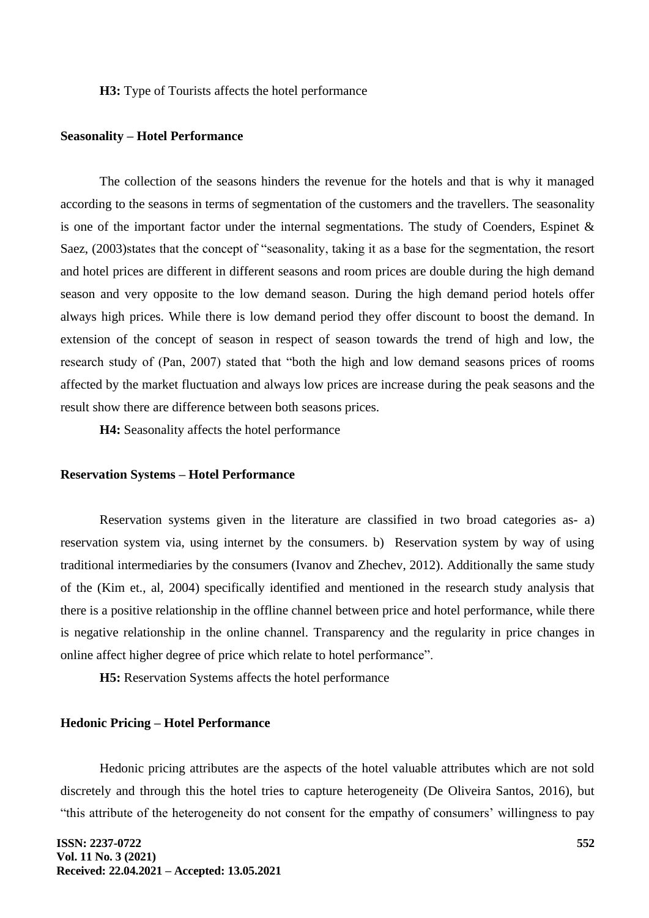**H3:** Type of Tourists affects the hotel performance

## Seasonality – Hotel Performance

The collection of the seasons hinders the revenue for the hotels and that is why it managed according to the seasons in terms of segmentation of the customers and the travellers. The seasonality is one of the important factor under the internal segmentations. The study of Coenders, Espinet & Saez, (2003)states that the concept of "seasonality, taking it as a base for the segmentation, the resort and hotel prices are different in different seasons and room prices are double during the high demand season and very opposite to the low demand season. During the high demand period hotels offer always high prices. While there is low demand period they offer discount to boost the demand. In extension of the concept of season in respect of season towards the trend of high and low, the research study of (Pan, 2007) stated that "both the high and low demand seasons prices of rooms affected by the market fluctuation and always low prices are increase during the peak seasons and the result show there are difference between both seasons prices.

**H4:** Seasonality affects the hotel performance

## Reservation Systems – Hotel Performance

Reservation systems given in the literature are classified in two broad categories as- a) reservation system via, using internet by the consumers. b) Reservation system by way of using traditional intermediaries by the consumers (Ivanov and Zhechev, 2012). Additionally the same study of the (Kim et., al, 2004) specifically identified and mentioned in the research study analysis that there is a positive relationship in the offline channel between price and hotel performance, while there is negative relationship in the online channel. Transparency and the regularity in price changes in online affect higher degree of price which relate to hotel performance".

**H5:** Reservation Systems affects the hotel performance

## Hedonic Pricing – Hotel Performance

Hedonic pricing attributes are the aspects of the hotel valuable attributes which are not sold discretely and through this the hotel tries to capture heterogeneity (De Oliveira Santos, 2016), but "this attribute of the heterogeneity do not consent for the empathy of consumers' willingness to pay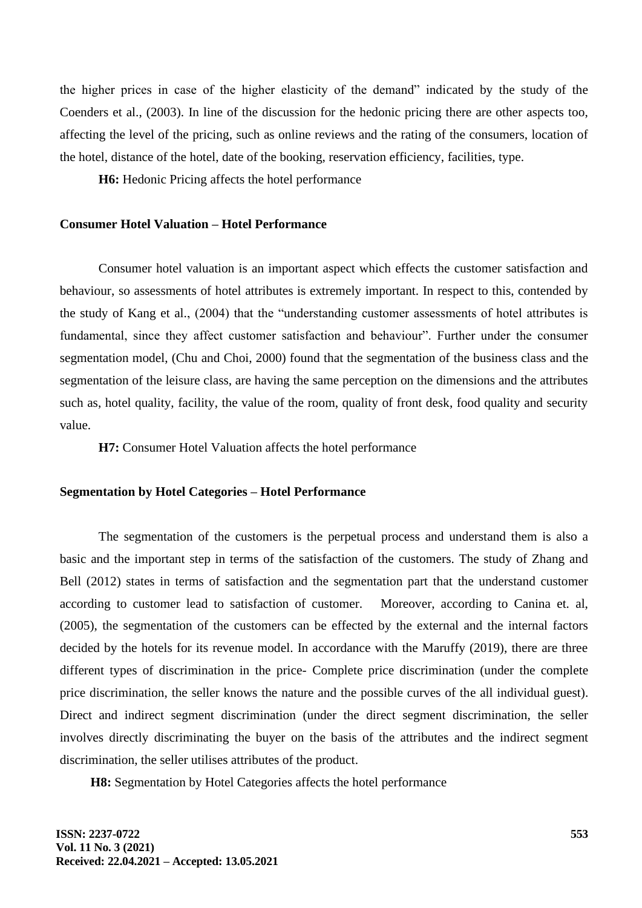the higher prices in case of the higher elasticity of the demand" indicated by the study of the Coenders et al., (2003). In line of the discussion for the hedonic pricing there are other aspects too, affecting the level of the pricing, such as online reviews and the rating of the consumers, location of the hotel, distance of the hotel, date of the booking, reservation efficiency, facilities, type.

**H6:** Hedonic Pricing affects the hotel performance

### Consumer Hotel Valuation – Hotel Performance

Consumer hotel valuation is an important aspect which effects the customer satisfaction and behaviour, so assessments of hotel attributes is extremely important. In respect to this, contended by the study of Kang et al., (2004) that the "understanding customer assessments of hotel attributes is fundamental, since they affect customer satisfaction and behaviour". Further under the consumer segmentation model, (Chu and Choi, 2000) found that the segmentation of the business class and the segmentation of the leisure class, are having the same perception on the dimensions and the attributes such as, hotel quality, facility, the value of the room, quality of front desk, food quality and security value.

**H7:** Consumer Hotel Valuation affects the hotel performance

### Segmentation by Hotel Categories – Hotel Performance

The segmentation of the customers is the perpetual process and understand them is also a basic and the important step in terms of the satisfaction of the customers. The study of Zhang and Bell (2012) states in terms of satisfaction and the segmentation part that the understand customer according to customer lead to satisfaction of customer. Moreover, according to Canina et. al, (2005), the segmentation of the customers can be effected by the external and the internal factors decided by the hotels for its revenue model. In accordance with the Maruffy (2019), there are three different types of discrimination in the price- Complete price discrimination (under the complete price discrimination, the seller knows the nature and the possible curves of the all individual guest). Direct and indirect segment discrimination (under the direct segment discrimination, the seller involves directly discriminating the buyer on the basis of the attributes and the indirect segment discrimination, the seller utilises attributes of the product.

**H8:** Segmentation by Hotel Categories affects the hotel performance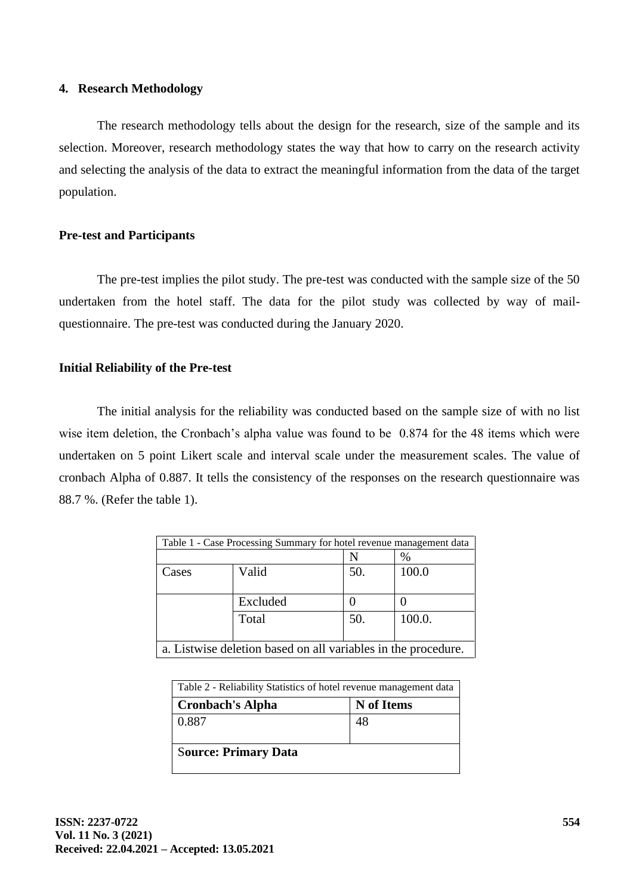## 4. Research Methodology

The research methodology tells about the design for the research, size of the sample and its selection. Moreover, research methodology states the way that how to carry on the research activity and selecting the analysis of the data to extract the meaningful information from the data of the target population.

### Pre-test and Participants

The pre-test implies the pilot study. The pre-test was conducted with the sample size of the 50 undertaken from the hotel staff. The data for the pilot study was collected by way of mail-questionnaire. The pre-test was conducted during the January 2020.

### Initial Reliability of the Pre-test

The initial analysis for the reliability was conducted based on the sample size of with no list wise item deletion, the Cronbach's alpha value was found to be 0.874 for the 48 items which were undertaken on 5 point Likert scale and interval scale under the measurement scales. The value of cronbach Alpha of 0.887. It tells the consistency of the responses on the research questionnaire was 88.7 %. (Refer the table 1).

Table 1 - Case Processing Summary for hotel revenue management data

| | | N | % |
|---|---|---|---|
| Cases | Valid | 50. | 100.0 |
| | Excluded | 0 | 0 |
| | Total | 50. | 100.0. |

a. Listwise deletion based on all variables in the procedure.

Table 2 - Reliability Statistics of hotel revenue management data

| **Cronbach's Alpha** | **N of Items** |
|---|---|
| 0.887 | 48 |

**Source: Primary Data**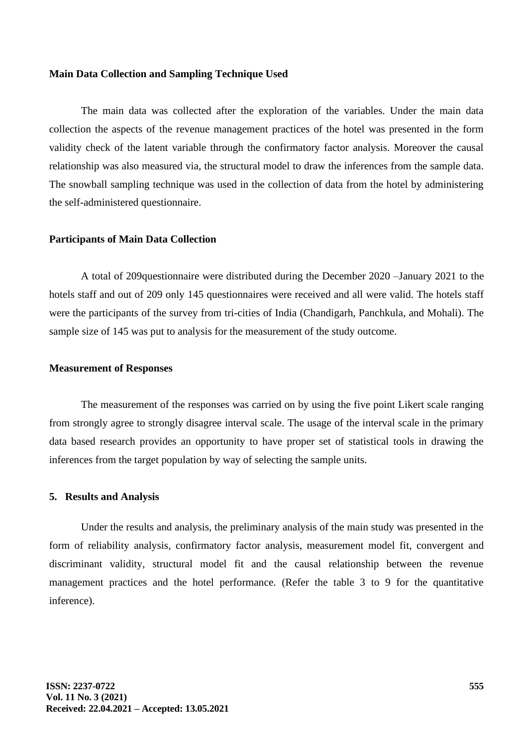**Main Data Collection and Sampling Technique Used**

The main data was collected after the exploration of the variables. Under the main data collection the aspects of the revenue management practices of the hotel was presented in the form validity check of the latent variable through the confirmatory factor analysis. Moreover the causal relationship was also measured via, the structural model to draw the inferences from the sample data. The snowball sampling technique was used in the collection of data from the hotel by administering the self-administered questionnaire.

**Participants of Main Data Collection**

A total of 209questionnaire were distributed during the December 2020 –January 2021 to the hotels staff and out of 209 only 145 questionnaires were received and all were valid. The hotels staff were the participants of the survey from tri-cities of India (Chandigarh, Panchkula, and Mohali). The sample size of 145 was put to analysis for the measurement of the study outcome.

**Measurement of Responses**

The measurement of the responses was carried on by using the five point Likert scale ranging from strongly agree to strongly disagree interval scale. The usage of the interval scale in the primary data based research provides an opportunity to have proper set of statistical tools in drawing the inferences from the target population by way of selecting the sample units.

## 5. Results and Analysis

Under the results and analysis, the preliminary analysis of the main study was presented in the form of reliability analysis, confirmatory factor analysis, measurement model fit, convergent and discriminant validity, structural model fit and the causal relationship between the revenue management practices and the hotel performance. (Refer the table 3 to 9 for the quantitative inference).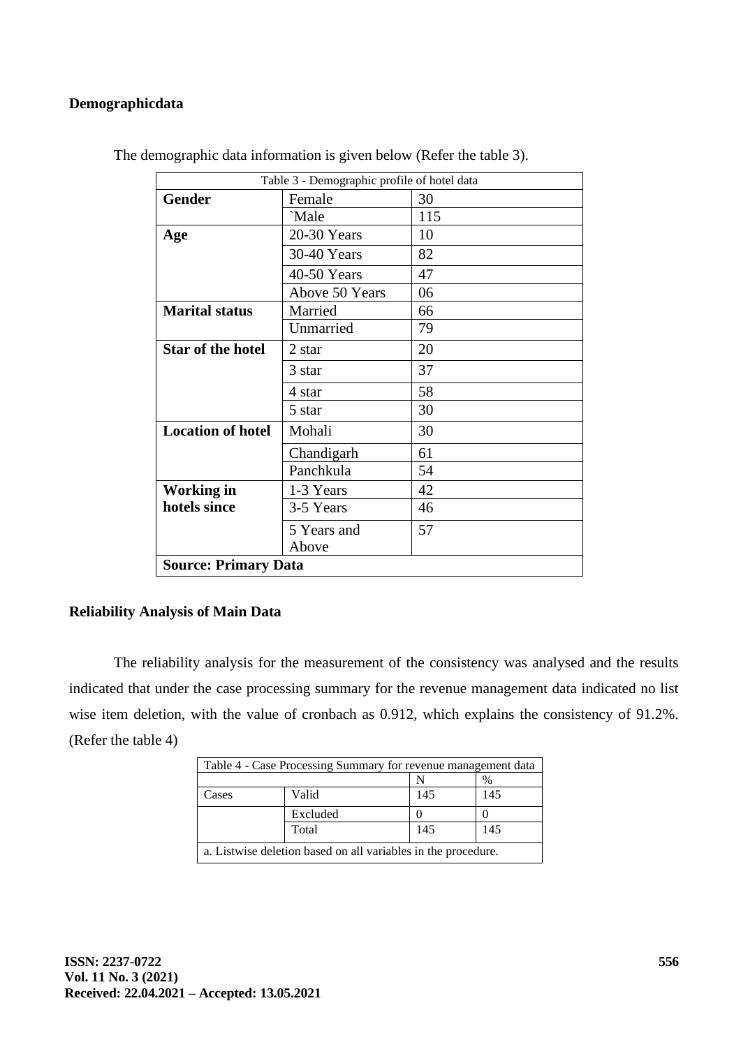**Demographicdata**

The demographic data information is given below (Refer the table 3).

| Table 3 - Demographic profile of hotel data | | |
|---|---|---|
| **Gender** | Female | 30 |
| | `Male | 115 |
| **Age** | 20-30 Years | 10 |
| | 30-40 Years | 82 |
| | 40-50 Years | 47 |
| | Above 50 Years | 06 |
| **Marital status** | Married | 66 |
| | Unmarried | 79 |
| **Star of the hotel** | 2 star | 20 |
| | 3 star | 37 |
| | 4 star | 58 |
| | 5 star | 30 |
| **Location of hotel** | Mohali | 30 |
| | Chandigarh | 61 |
| | Panchkula | 54 |
| **Working in hotels since** | 1-3 Years | 42 |
| | 3-5 Years | 46 |
| | 5 Years and Above | 57 |
| **Source: Primary Data** | | |

**Reliability Analysis of Main Data**

The reliability analysis for the measurement of the consistency was analysed and the results indicated that under the case processing summary for the revenue management data indicated no list wise item deletion, with the value of cronbach as 0.912, which explains the consistency of 91.2%. (Refer the table 4)

| Table 4 - Case Processing Summary for revenue management data | | | |
|---|---|---|---|
| | | N | % |
| Cases | Valid | 145 | 145 |
| | Excluded | 0 | 0 |
| | Total | 145 | 145 |
| a. Listwise deletion based on all variables in the procedure. | | | |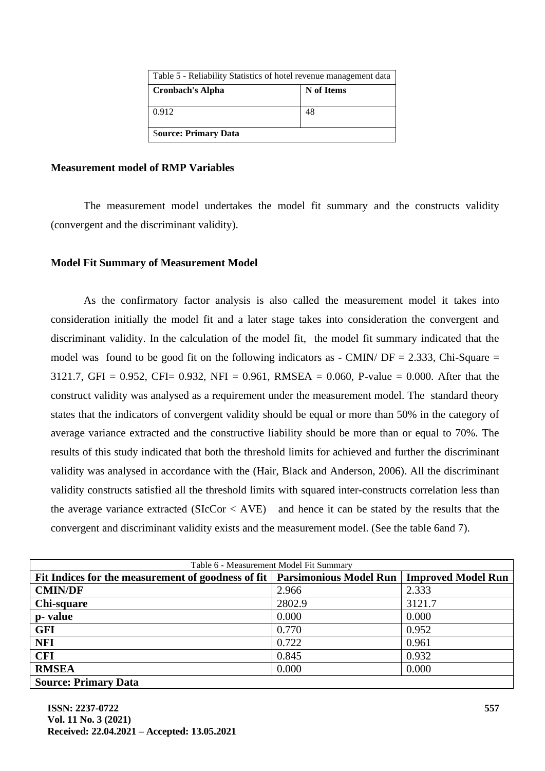| Table 5 - Reliability Statistics of hotel revenue management data | |
|---|---|
| **Cronbach's Alpha** | **N of Items** |
| 0.912 | 48 |
| **Source: Primary Data** | |

### Measurement model of RMP Variables

The measurement model undertakes the model fit summary and the constructs validity (convergent and the discriminant validity).

### Model Fit Summary of Measurement Model

As the confirmatory factor analysis is also called the measurement model it takes into consideration initially the model fit and a later stage takes into consideration the convergent and discriminant validity. In the calculation of the model fit, the model fit summary indicated that the model was found to be good fit on the following indicators as - CMIN/ DF = 2.333, Chi-Square = 3121.7, GFI = 0.952, CFI= 0.932, NFI = 0.961, RMSEA = 0.060, P-value = 0.000. After that the construct validity was analysed as a requirement under the measurement model. The standard theory states that the indicators of convergent validity should be equal or more than 50% in the category of average variance extracted and the constructive liability should be more than or equal to 70%. The results of this study indicated that both the threshold limits for achieved and further the discriminant validity was analysed in accordance with the (Hair, Black and Anderson, 2006). All the discriminant validity constructs satisfied all the threshold limits with squared inter-constructs correlation less than the average variance extracted (SIcCor < AVE) and hence it can be stated by the results that the convergent and discriminant validity exists and the measurement model. (See the table 6and 7).

| Table 6 - Measurement Model Fit Summary | | |
|---|---|---|
| **Fit Indices for the measurement of goodness of fit** | **Parsimonious Model Run** | **Improved Model Run** |
| **CMIN/DF** | 2.966 | 2.333 |
| **Chi-square** | 2802.9 | 3121.7 |
| **p- value** | 0.000 | 0.000 |
| **GFI** | 0.770 | 0.952 |
| **NFI** | 0.722 | 0.961 |
| **CFI** | 0.845 | 0.932 |
| **RMSEA** | 0.000 | 0.000 |
| **Source: Primary Data** | | |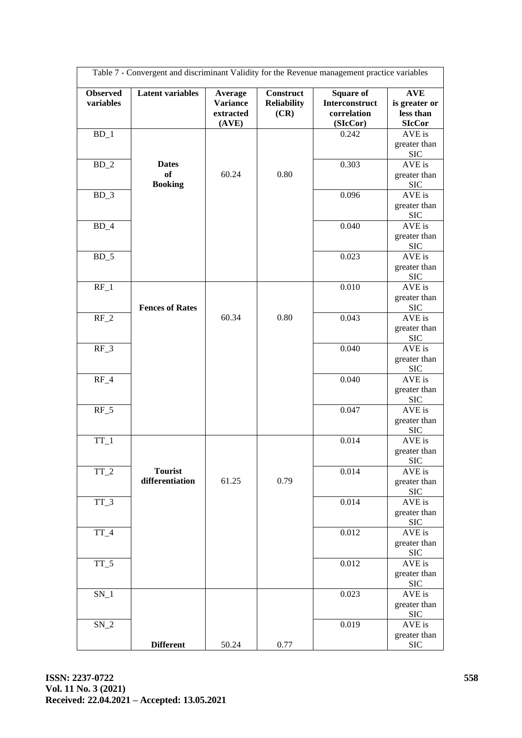Table 7 - Convergent and discriminant Validity for the Revenue management practice variables

| Observed variables | Latent variables | Average Variance extracted (AVE) | Construct Reliability (CR) | Square of Interconstruct correlation (SIcCor) | AVE is greater or less than SIcCor |
|---|---|---|---|---|---|
| BD_1 | Dates of Booking | 60.24 | 0.80 | 0.242 | AVE is greater than SIC |
| BD_2 | | | | 0.303 | AVE is greater than SIC |
| BD_3 | | | | 0.096 | AVE is greater than SIC |
| BD_4 | | | | 0.040 | AVE is greater than SIC |
| BD_5 | | | | 0.023 | AVE is greater than SIC |
| RF_1 | Fences of Rates | 60.34 | 0.80 | 0.010 | AVE is greater than SIC |
| RF_2 | | | | 0.043 | AVE is greater than SIC |
| RF_3 | | | | 0.040 | AVE is greater than SIC |
| RF_4 | | | | 0.040 | AVE is greater than SIC |
| RF_5 | | | | 0.047 | AVE is greater than SIC |
| TT_1 | Tourist differentiation | 61.25 | 0.79 | 0.014 | AVE is greater than SIC |
| TT_2 | | | | 0.014 | AVE is greater than SIC |
| TT_3 | | | | 0.014 | AVE is greater than SIC |
| TT_4 | | | | 0.012 | AVE is greater than SIC |
| TT_5 | | | | 0.012 | AVE is greater than SIC |
| SN_1 | Different | 50.24 | 0.77 | 0.023 | AVE is greater than SIC |
| SN_2 | | | | 0.019 | AVE is greater than SIC |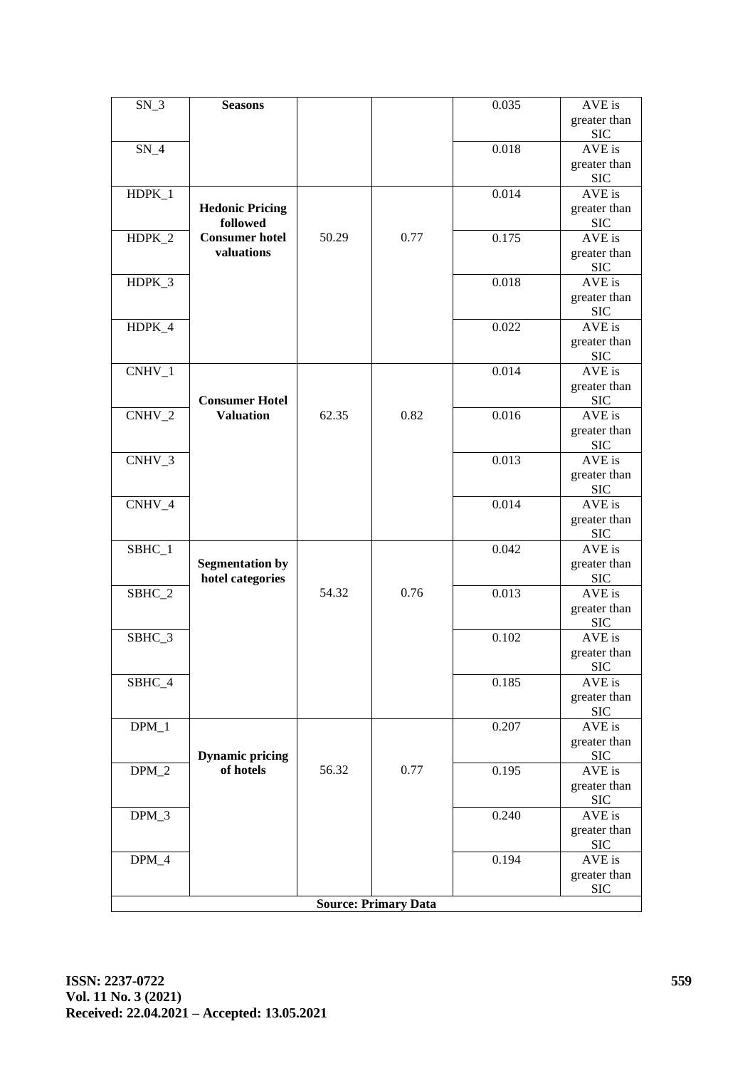| | | | | | |
|---|---|---|---|---|---|
| SN_3 | **Seasons** | | | 0.035 | AVE is greater than SIC |
| SN_4 | | | | 0.018 | AVE is greater than SIC |
| HDPK_1 | **Hedonic Pricing followed Consumer hotel valuations** | 50.29 | 0.77 | 0.014 | AVE is greater than SIC |
| HDPK_2 | | | | 0.175 | AVE is greater than SIC |
| HDPK_3 | | | | 0.018 | AVE is greater than SIC |
| HDPK_4 | | | | 0.022 | AVE is greater than SIC |
| CNHV_1 | **Consumer Hotel Valuation** | 62.35 | 0.82 | 0.014 | AVE is greater than SIC |
| CNHV_2 | | | | 0.016 | AVE is greater than SIC |
| CNHV_3 | | | | 0.013 | AVE is greater than SIC |
| CNHV_4 | | | | 0.014 | AVE is greater than SIC |
| SBHC_1 | **Segmentation by hotel categories** | 54.32 | 0.76 | 0.042 | AVE is greater than SIC |
| SBHC_2 | | | | 0.013 | AVE is greater than SIC |
| SBHC_3 | | | | 0.102 | AVE is greater than SIC |
| SBHC_4 | | | | 0.185 | AVE is greater than SIC |
| DPM_1 | **Dynamic pricing of hotels** | 56.32 | 0.77 | 0.207 | AVE is greater than SIC |
| DPM_2 | | | | 0.195 | AVE is greater than SIC |
| DPM_3 | | | | 0.240 | AVE is greater than SIC |
| DPM_4 | | | | 0.194 | AVE is greater than SIC |

**Source: Primary Data**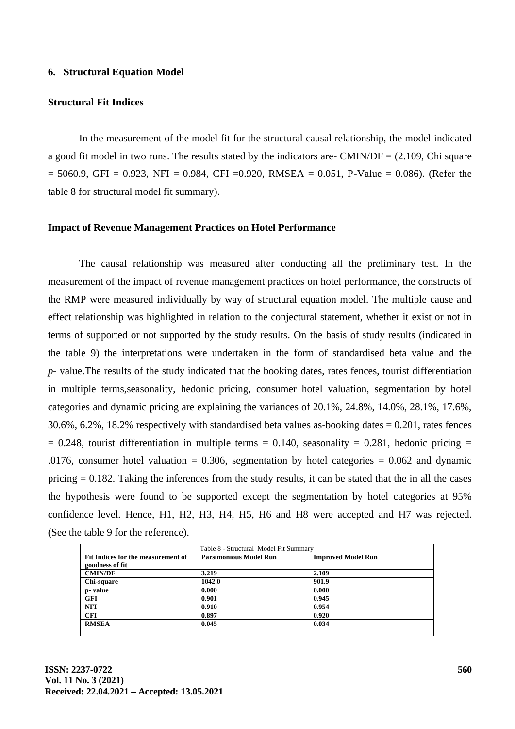## 6. Structural Equation Model

### Structural Fit Indices

In the measurement of the model fit for the structural causal relationship, the model indicated a good fit model in two runs. The results stated by the indicators are- CMIN/DF = (2.109, Chi square = 5060.9, GFI = 0.923, NFI = 0.984, CFI =0.920, RMSEA = 0.051, P-Value = 0.086). (Refer the table 8 for structural model fit summary).

### Impact of Revenue Management Practices on Hotel Performance

The causal relationship was measured after conducting all the preliminary test. In the measurement of the impact of revenue management practices on hotel performance, the constructs of the RMP were measured individually by way of structural equation model. The multiple cause and effect relationship was highlighted in relation to the conjectural statement, whether it exist or not in terms of supported or not supported by the study results. On the basis of study results (indicated in the table 9) the interpretations were undertaken in the form of standardised beta value and the *p*- value.The results of the study indicated that the booking dates, rates fences, tourist differentiation in multiple terms,seasonality, hedonic pricing, consumer hotel valuation, segmentation by hotel categories and dynamic pricing are explaining the variances of 20.1%, 24.8%, 14.0%, 28.1%, 17.6%, 30.6%, 6.2%, 18.2% respectively with standardised beta values as-booking dates = 0.201, rates fences = 0.248, tourist differentiation in multiple terms = 0.140, seasonality = 0.281, hedonic pricing = .0176, consumer hotel valuation = 0.306, segmentation by hotel categories = 0.062 and dynamic pricing = 0.182. Taking the inferences from the study results, it can be stated that the in all the cases the hypothesis were found to be supported except the segmentation by hotel categories at 95% confidence level. Hence, H1, H2, H3, H4, H5, H6 and H8 were accepted and H7 was rejected. (See the table 9 for the reference).

Table 8 - Structural Model Fit Summary

| Fit Indices for the measurement of goodness of fit | Parsimonious Model Run | Improved Model Run |
|---|---|---|
| **CMIN/DF** | **3.219** | **2.109** |
| **Chi-square** | **1042.0** | **901.9** |
| **p- value** | **0.000** | **0.000** |
| **GFI** | **0.901** | **0.945** |
| **NFI** | **0.910** | **0.954** |
| **CFI** | **0.897** | **0.920** |
| **RMSEA** | **0.045** | **0.034** |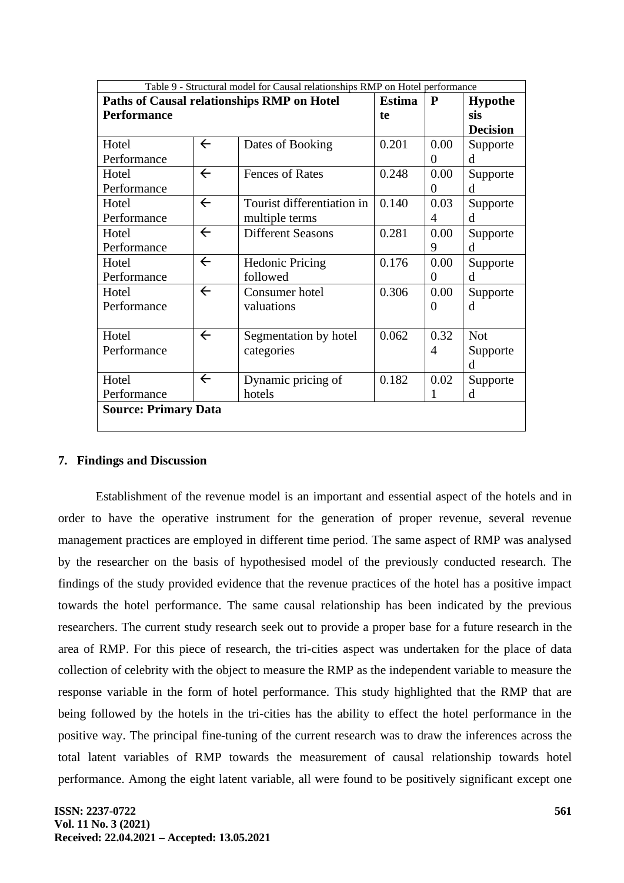Table 9 - Structural model for Causal relationships RMP on Hotel performance

| Paths of Causal relationships RMP on Hotel Performance | | | Estimate | P | Hypothesis Decision |
|---|---|---|---|---|---|
| Hotel Performance | ← | Dates of Booking | 0.201 | 0.000 | Supported |
| Hotel Performance | ← | Fences of Rates | 0.248 | 0.000 | Supported |
| Hotel Performance | ← | Tourist differentiation in multiple terms | 0.140 | 0.034 | Supported |
| Hotel Performance | ← | Different Seasons | 0.281 | 0.009 | Supported |
| Hotel Performance | ← | Hedonic Pricing followed | 0.176 | 0.000 | Supported |
| Hotel Performance | ← | Consumer hotel valuations | 0.306 | 0.000 | Supported |
| Hotel Performance | ← | Segmentation by hotel categories | 0.062 | 0.324 | Not Supported |
| Hotel Performance | ← | Dynamic pricing of hotels | 0.182 | 0.021 | Supported |

**Source: Primary Data**

## 7. Findings and Discussion

Establishment of the revenue model is an important and essential aspect of the hotels and in order to have the operative instrument for the generation of proper revenue, several revenue management practices are employed in different time period. The same aspect of RMP was analysed by the researcher on the basis of hypothesised model of the previously conducted research. The findings of the study provided evidence that the revenue practices of the hotel has a positive impact towards the hotel performance. The same causal relationship has been indicated by the previous researchers. The current study research seek out to provide a proper base for a future research in the area of RMP. For this piece of research, the tri-cities aspect was undertaken for the place of data collection of celebrity with the object to measure the RMP as the independent variable to measure the response variable in the form of hotel performance. This study highlighted that the RMP that are being followed by the hotels in the tri-cities has the ability to effect the hotel performance in the positive way. The principal fine-tuning of the current research was to draw the inferences across the total latent variables of RMP towards the measurement of causal relationship towards hotel performance. Among the eight latent variable, all were found to be positively significant except one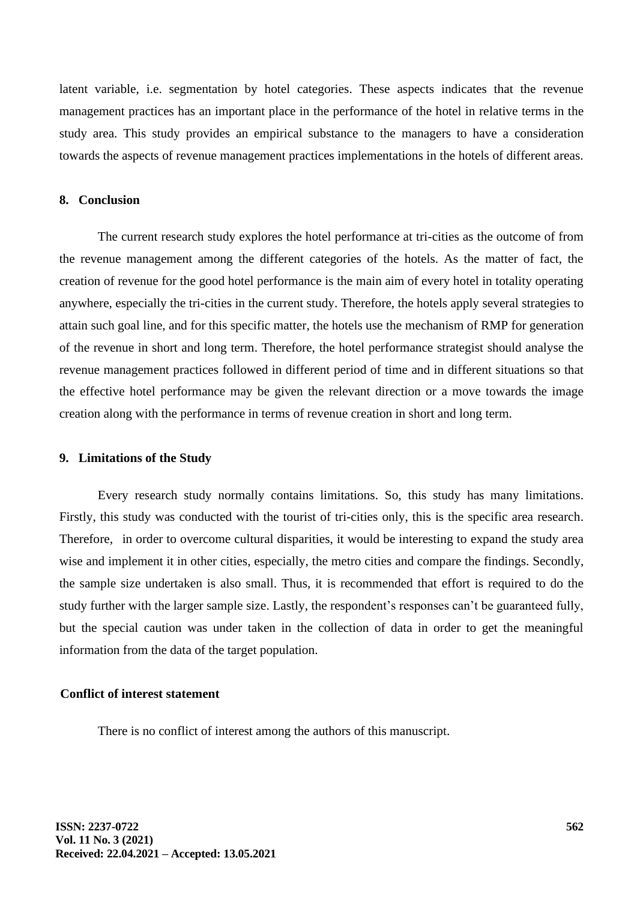latent variable, i.e. segmentation by hotel categories. These aspects indicates that the revenue management practices has an important place in the performance of the hotel in relative terms in the study area. This study provides an empirical substance to the managers to have a consideration towards the aspects of revenue management practices implementations in the hotels of different areas.

## 8. Conclusion

The current research study explores the hotel performance at tri-cities as the outcome of from the revenue management among the different categories of the hotels. As the matter of fact, the creation of revenue for the good hotel performance is the main aim of every hotel in totality operating anywhere, especially the tri-cities in the current study. Therefore, the hotels apply several strategies to attain such goal line, and for this specific matter, the hotels use the mechanism of RMP for generation of the revenue in short and long term. Therefore, the hotel performance strategist should analyse the revenue management practices followed in different period of time and in different situations so that the effective hotel performance may be given the relevant direction or a move towards the image creation along with the performance in terms of revenue creation in short and long term.

## 9. Limitations of the Study

Every research study normally contains limitations. So, this study has many limitations. Firstly, this study was conducted with the tourist of tri-cities only, this is the specific area research. Therefore, in order to overcome cultural disparities, it would be interesting to expand the study area wise and implement it in other cities, especially, the metro cities and compare the findings. Secondly, the sample size undertaken is also small. Thus, it is recommended that effort is required to do the study further with the larger sample size. Lastly, the respondent's responses can't be guaranteed fully, but the special caution was under taken in the collection of data in order to get the meaningful information from the data of the target population.

## Conflict of interest statement

There is no conflict of interest among the authors of this manuscript.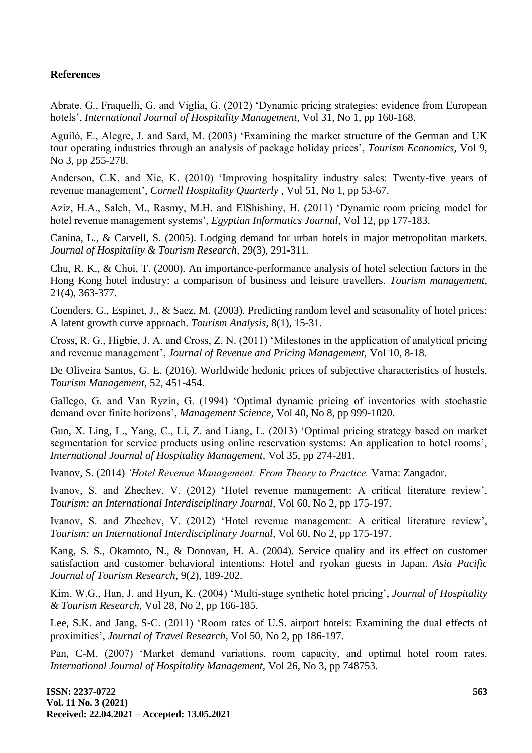## References

Abrate, G., Fraquelli, G. and Viglia, G. (2012) ‘Dynamic pricing strategies: evidence from European hotels’, *International Journal of Hospitality Management,* Vol 31, No 1, pp 160-168.

Aguiló, E., Alegre, J. and Sard, M. (2003) ‘Examining the market structure of the German and UK tour operating industries through an analysis of package holiday prices’, *Tourism Economics,* Vol 9, No 3, pp 255-278.

Anderson, C.K. and Xie, K. (2010) ‘Improving hospitality industry sales: Twenty-five years of revenue management’, *Cornell Hospitality Quarterly* , Vol 51, No 1, pp 53-67.

Aziz, H.A., Saleh, M., Rasmy, M.H. and ElShishiny, H. (2011) ‘Dynamic room pricing model for hotel revenue management systems’, *Egyptian Informatics Journal,* Vol 12, pp 177-183.

Canina, L., & Carvell, S. (2005). Lodging demand for urban hotels in major metropolitan markets. *Journal of Hospitality & Tourism Research,* 29(3), 291-311.

Chu, R. K., & Choi, T. (2000). An importance-performance analysis of hotel selection factors in the Hong Kong hotel industry: a comparison of business and leisure travellers. *Tourism management,* 21(4), 363-377.

Coenders, G., Espinet, J., & Saez, M. (2003). Predicting random level and seasonality of hotel prices: A latent growth curve approach. *Tourism Analysis,* 8(1), 15-31.

Cross, R. G., Higbie, J. A. and Cross, Z. N. (2011) ‘Milestones in the application of analytical pricing and revenue management’, *Journal of Revenue and Pricing Management,* Vol 10, 8-18.

De Oliveira Santos, G. E. (2016). Worldwide hedonic prices of subjective characteristics of hostels. *Tourism Management,* 52, 451-454.

Gallego, G. and Van Ryzin, G. (1994) ‘Optimal dynamic pricing of inventories with stochastic demand over finite horizons’, *Management Science,* Vol 40, No 8, pp 999-1020.

Guo, X. Ling, L., Yang, C., Li, Z. and Liang, L. (2013) ‘Optimal pricing strategy based on market segmentation for service products using online reservation systems: An application to hotel rooms’, *International Journal of Hospitality Management,* Vol 35, pp 274-281.

Ivanov, S. (2014) *‘Hotel Revenue Management: From Theory to Practice.* Varna: Zangador.

Ivanov, S. and Zhechev, V. (2012) ‘Hotel revenue management: A critical literature review’, *Tourism: an International Interdisciplinary Journal,* Vol 60, No 2, pp 175-197.

Ivanov, S. and Zhechev, V. (2012) ‘Hotel revenue management: A critical literature review’, *Tourism: an International Interdisciplinary Journal,* Vol 60, No 2, pp 175-197.

Kang, S. S., Okamoto, N., & Donovan, H. A. (2004). Service quality and its effect on customer satisfaction and customer behavioral intentions: Hotel and ryokan guests in Japan. *Asia Pacific Journal of Tourism Research,* 9(2), 189-202.

Kim, W.G., Han, J. and Hyun, K. (2004) ‘Multi-stage synthetic hotel pricing’, *Journal of Hospitality & Tourism Research,* Vol 28, No 2, pp 166-185.

Lee, S.K. and Jang, S-C. (2011) ‘Room rates of U.S. airport hotels: Examining the dual effects of proximities’, *Journal of Travel Research,* Vol 50, No 2, pp 186-197.

Pan, C-M. (2007) ‘Market demand variations, room capacity, and optimal hotel room rates. *International Journal of Hospitality Management,* Vol 26, No 3, pp 748753.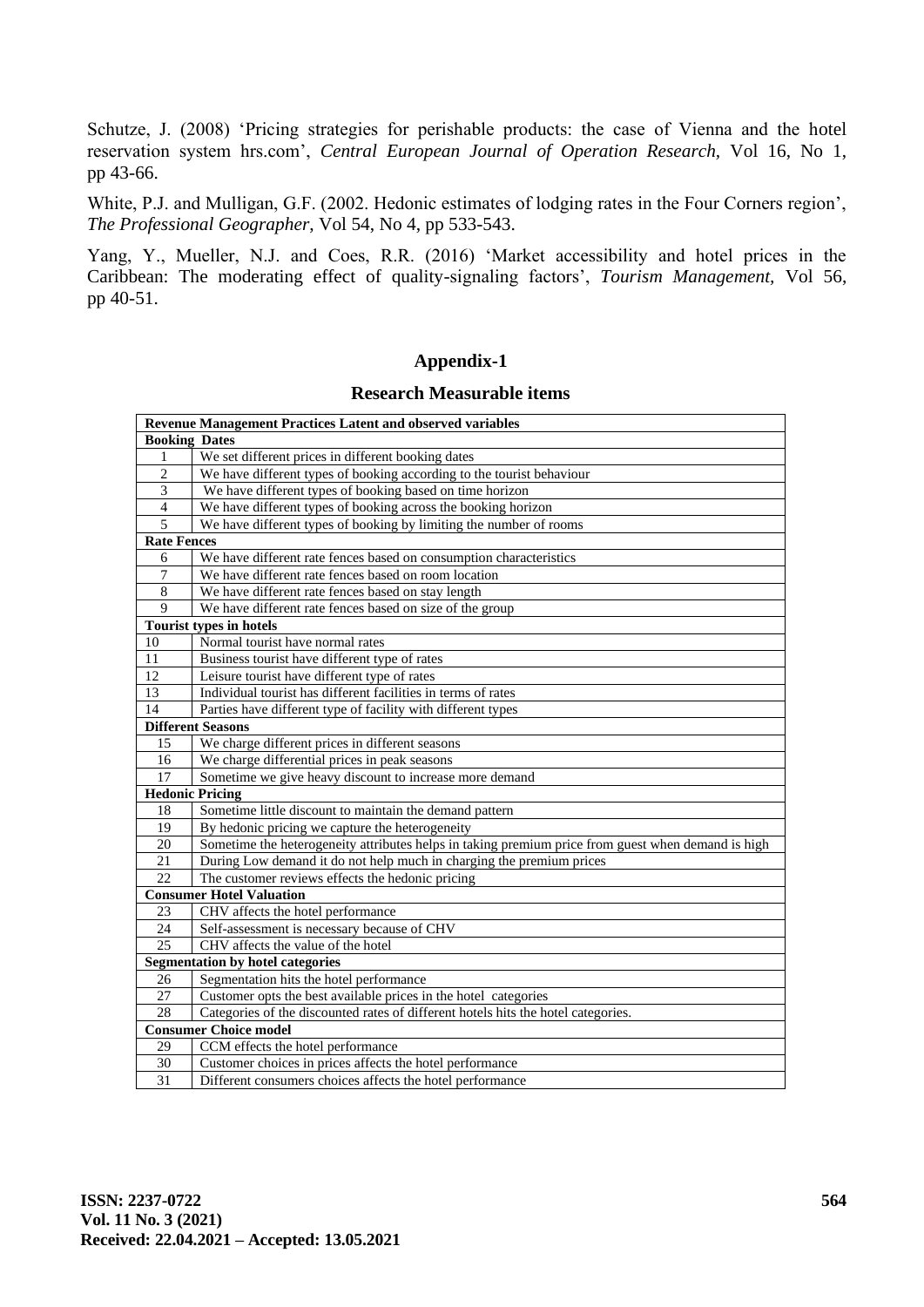Schutze, J. (2008) 'Pricing strategies for perishable products: the case of Vienna and the hotel reservation system hrs.com', *Central European Journal of Operation Research,* Vol 16, No 1, pp 43-66.

White, P.J. and Mulligan, G.F. (2002. Hedonic estimates of lodging rates in the Four Corners region', *The Professional Geographer,* Vol 54, No 4, pp 533-543.

Yang, Y., Mueller, N.J. and Coes, R.R. (2016) 'Market accessibility and hotel prices in the Caribbean: The moderating effect of quality-signaling factors', *Tourism Management,* Vol 56, pp 40-51.

## Appendix-1

### Research Measurable items

| **Revenue Management Practices Latent and observed variables** | |
|---|---|
| **Booking Dates** | |
| 1 | We set different prices in different booking dates |
| 2 | We have different types of booking according to the tourist behaviour |
| 3 | We have different types of booking based on time horizon |
| 4 | We have different types of booking across the booking horizon |
| 5 | We have different types of booking by limiting the number of rooms |
| **Rate Fences** | |
| 6 | We have different rate fences based on consumption characteristics |
| 7 | We have different rate fences based on room location |
| 8 | We have different rate fences based on stay length |
| 9 | We have different rate fences based on size of the group |
| **Tourist types in hotels** | |
| 10 | Normal tourist have normal rates |
| 11 | Business tourist have different type of rates |
| 12 | Leisure tourist have different type of rates |
| 13 | Individual tourist has different facilities in terms of rates |
| 14 | Parties have different type of facility with different types |
| **Different Seasons** | |
| 15 | We charge different prices in different seasons |
| 16 | We charge differential prices in peak seasons |
| 17 | Sometime we give heavy discount to increase more demand |
| **Hedonic Pricing** | |
| 18 | Sometime little discount to maintain the demand pattern |
| 19 | By hedonic pricing we capture the heterogeneity |
| 20 | Sometime the heterogeneity attributes helps in taking premium price from guest when demand is high |
| 21 | During Low demand it do not help much in charging the premium prices |
| 22 | The customer reviews effects the hedonic pricing |
| **Consumer Hotel Valuation** | |
| 23 | CHV affects the hotel performance |
| 24 | Self-assessment is necessary because of CHV |
| 25 | CHV affects the value of the hotel |
| **Segmentation by hotel categories** | |
| 26 | Segmentation hits the hotel performance |
| 27 | Customer opts the best available prices in the hotel categories |
| 28 | Categories of the discounted rates of different hotels hits the hotel categories. |
| **Consumer Choice model** | |
| 29 | CCM effects the hotel performance |
| 30 | Customer choices in prices affects the hotel performance |
| 31 | Different consumers choices affects the hotel performance |